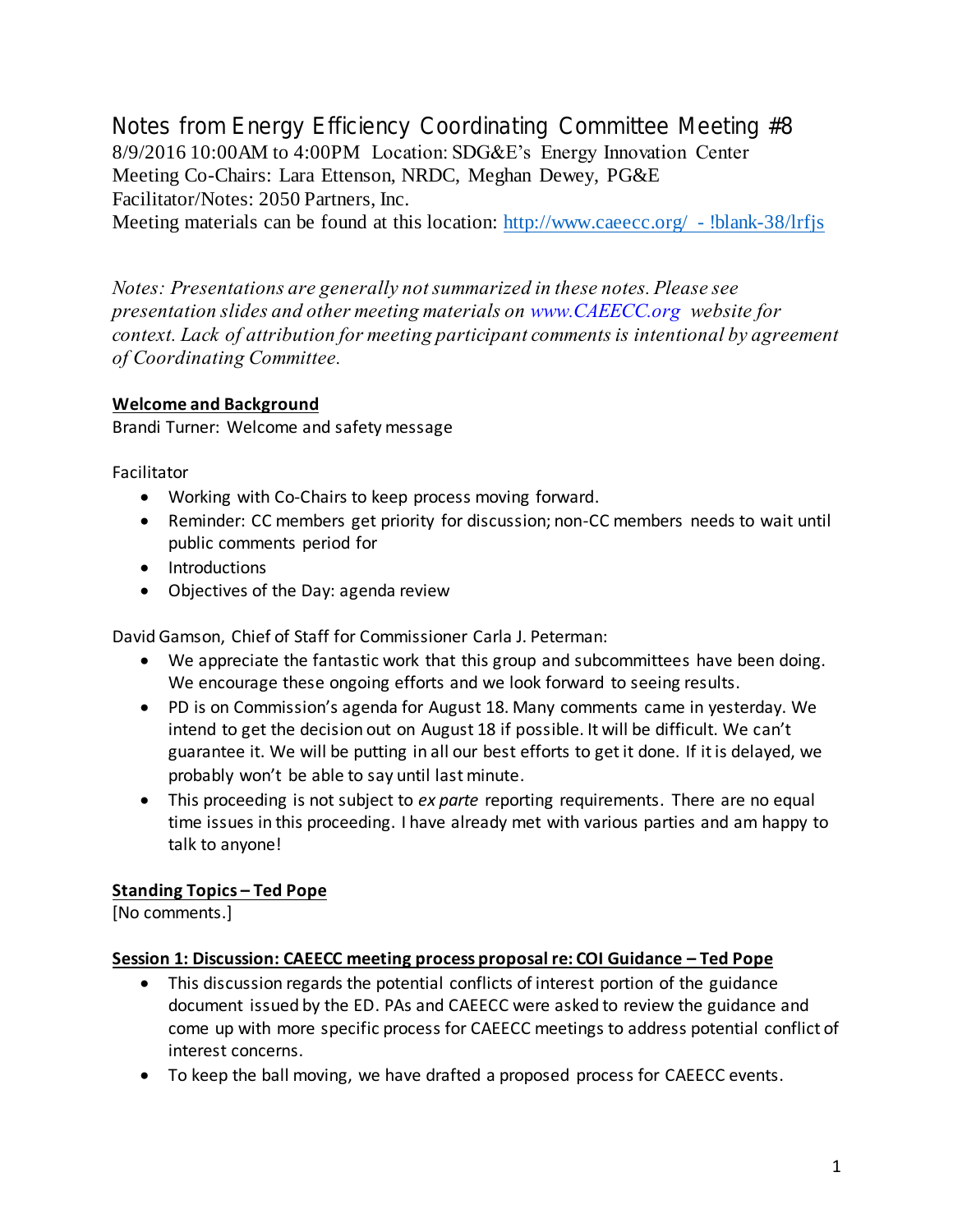# Notes from Energy Efficiency Coordinating Committee Meeting #8

8/9/2016 10:00AM to 4:00PM Location: SDG&E's Energy Innovation Center
Meeting Co-Chairs: Lara Ettenson, NRDC, Meghan Dewey, PG&E
Facilitator/Notes: 2050 Partners, Inc.
Meeting materials can be found at this location: http://www.caeecc.org/ - !blank-38/lrfjs

*Notes: Presentations are generally not summarized in these notes. Please see presentation slides and other meeting materials on www.CAEECC.org website for context. Lack of attribution for meeting participant comments is intentional by agreement of Coordinating Committee.*

## Welcome and Background

Brandi Turner: Welcome and safety message

Facilitator

- Working with Co-Chairs to keep process moving forward.
- Reminder: CC members get priority for discussion; non-CC members needs to wait until public comments period for
- Introductions
- Objectives of the Day: agenda review

David Gamson, Chief of Staff for Commissioner Carla J. Peterman:

- We appreciate the fantastic work that this group and subcommittees have been doing. We encourage these ongoing efforts and we look forward to seeing results.
- PD is on Commission's agenda for August 18. Many comments came in yesterday. We intend to get the decision out on August 18 if possible. It will be difficult. We can't guarantee it. We will be putting in all our best efforts to get it done. If it is delayed, we probably won't be able to say until last minute.
- This proceeding is not subject to *ex parte* reporting requirements. There are no equal time issues in this proceeding. I have already met with various parties and am happy to talk to anyone!

## Standing Topics – Ted Pope

[No comments.]

## Session 1: Discussion: CAEECC meeting process proposal re: COI Guidance – Ted Pope

- This discussion regards the potential conflicts of interest portion of the guidance document issued by the ED. PAs and CAEECC were asked to review the guidance and come up with more specific process for CAEECC meetings to address potential conflict of interest concerns.
- To keep the ball moving, we have drafted a proposed process for CAEECC events.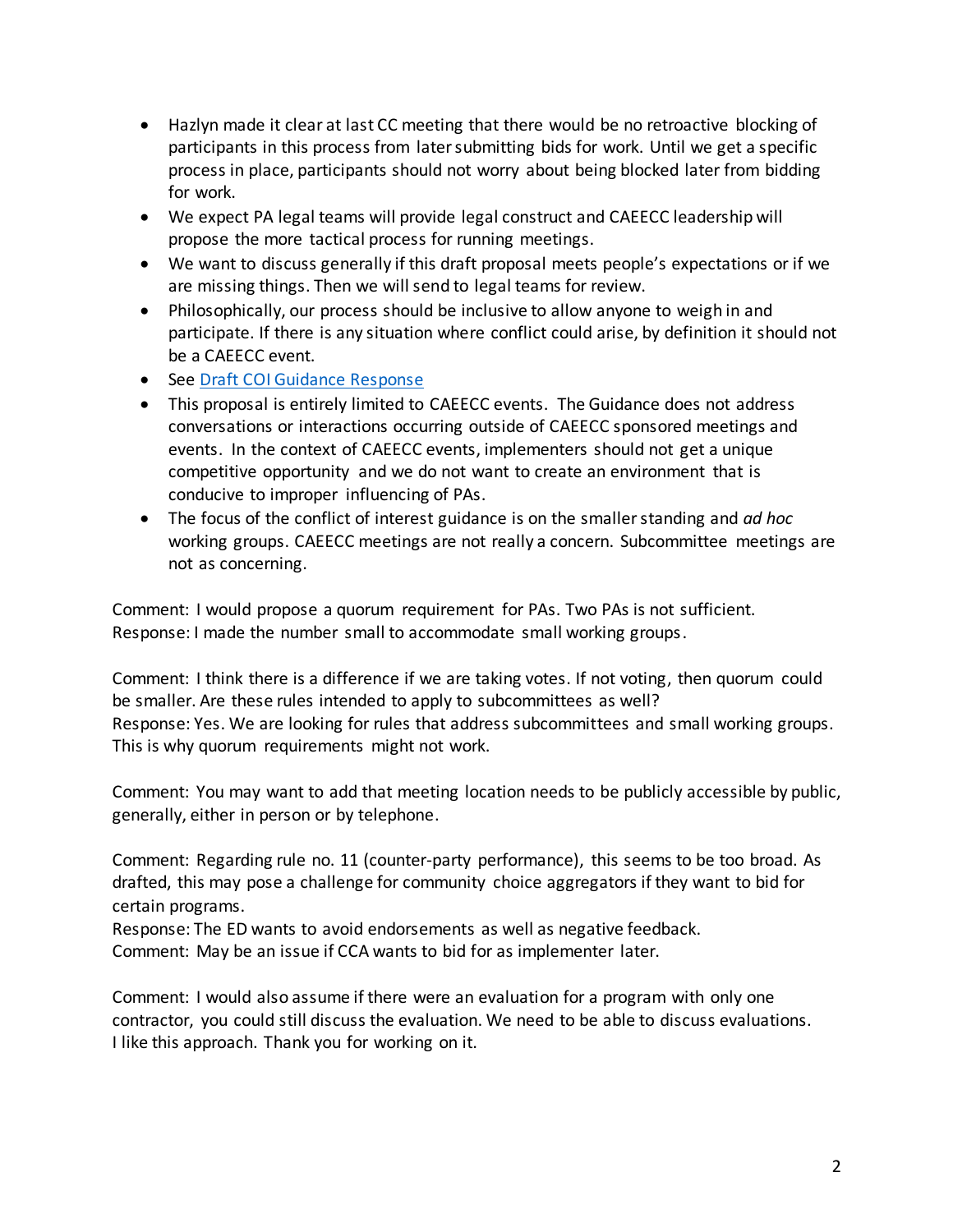- Hazlyn made it clear at last CC meeting that there would be no retroactive blocking of participants in this process from later submitting bids for work. Until we get a specific process in place, participants should not worry about being blocked later from bidding for work.
- We expect PA legal teams will provide legal construct and CAEECC leadership will propose the more tactical process for running meetings.
- We want to discuss generally if this draft proposal meets people's expectations or if we are missing things. Then we will send to legal teams for review.
- Philosophically, our process should be inclusive to allow anyone to weigh in and participate. If there is any situation where conflict could arise, by definition it should not be a CAEECC event.
- See Draft COI Guidance Response
- This proposal is entirely limited to CAEECC events. The Guidance does not address conversations or interactions occurring outside of CAEECC sponsored meetings and events. In the context of CAEECC events, implementers should not get a unique competitive opportunity and we do not want to create an environment that is conducive to improper influencing of PAs.
- The focus of the conflict of interest guidance is on the smaller standing and *ad hoc* working groups. CAEECC meetings are not really a concern. Subcommittee meetings are not as concerning.

Comment: I would propose a quorum requirement for PAs. Two PAs is not sufficient.
Response: I made the number small to accommodate small working groups.

Comment: I think there is a difference if we are taking votes. If not voting, then quorum could be smaller. Are these rules intended to apply to subcommittees as well?
Response: Yes. We are looking for rules that address subcommittees and small working groups. This is why quorum requirements might not work.

Comment: You may want to add that meeting location needs to be publicly accessible by public, generally, either in person or by telephone.

Comment: Regarding rule no. 11 (counter-party performance), this seems to be too broad. As drafted, this may pose a challenge for community choice aggregators if they want to bid for certain programs.
Response: The ED wants to avoid endorsements as well as negative feedback.
Comment: May be an issue if CCA wants to bid for as implementer later.

Comment: I would also assume if there were an evaluation for a program with only one contractor, you could still discuss the evaluation. We need to be able to discuss evaluations. I like this approach. Thank you for working on it.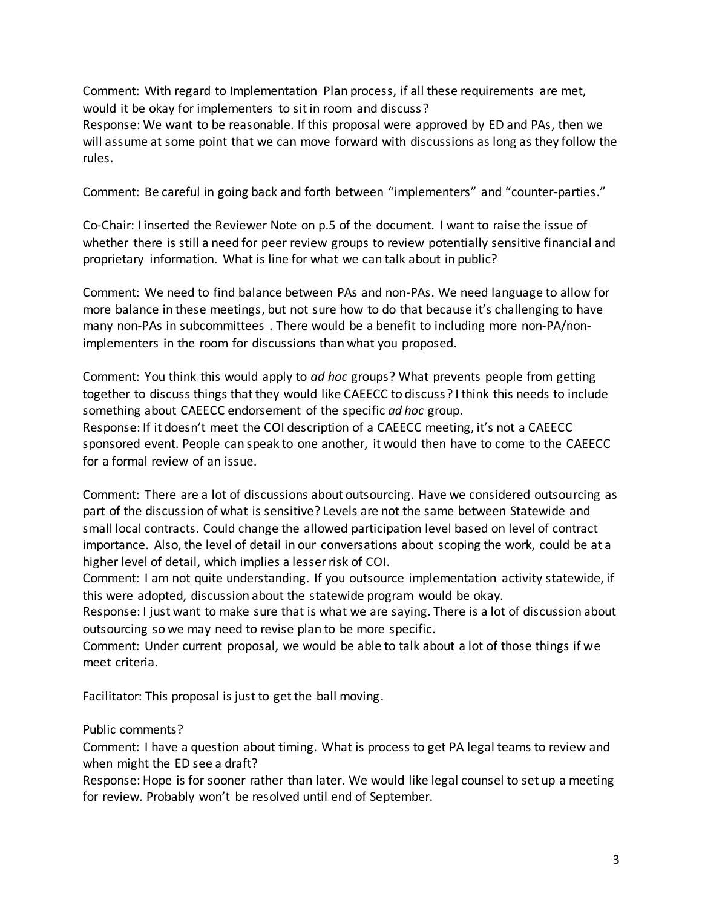Comment: With regard to Implementation Plan process, if all these requirements are met, would it be okay for implementers to sit in room and discuss?
Response: We want to be reasonable. If this proposal were approved by ED and PAs, then we will assume at some point that we can move forward with discussions as long as they follow the rules.

Comment: Be careful in going back and forth between "implementers" and "counter-parties."

Co-Chair: I inserted the Reviewer Note on p.5 of the document. I want to raise the issue of whether there is still a need for peer review groups to review potentially sensitive financial and proprietary information. What is line for what we can talk about in public?

Comment: We need to find balance between PAs and non-PAs. We need language to allow for more balance in these meetings, but not sure how to do that because it's challenging to have many non-PAs in subcommittees . There would be a benefit to including more non-PA/non-implementers in the room for discussions than what you proposed.

Comment: You think this would apply to *ad hoc* groups? What prevents people from getting together to discuss things that they would like CAEECC to discuss? I think this needs to include something about CAEECC endorsement of the specific *ad hoc* group.
Response: If it doesn't meet the COI description of a CAEECC meeting, it's not a CAEECC sponsored event. People can speak to one another, it would then have to come to the CAEECC for a formal review of an issue.

Comment: There are a lot of discussions about outsourcing. Have we considered outsourcing as part of the discussion of what is sensitive? Levels are not the same between Statewide and small local contracts. Could change the allowed participation level based on level of contract importance. Also, the level of detail in our conversations about scoping the work, could be at a higher level of detail, which implies a lesser risk of COI.
Comment: I am not quite understanding. If you outsource implementation activity statewide, if this were adopted, discussion about the statewide program would be okay.
Response: I just want to make sure that is what we are saying. There is a lot of discussion about outsourcing so we may need to revise plan to be more specific.
Comment: Under current proposal, we would be able to talk about a lot of those things if we meet criteria.

Facilitator: This proposal is just to get the ball moving.

Public comments?
Comment: I have a question about timing. What is process to get PA legal teams to review and when might the ED see a draft?
Response: Hope is for sooner rather than later. We would like legal counsel to set up a meeting for review. Probably won't be resolved until end of September.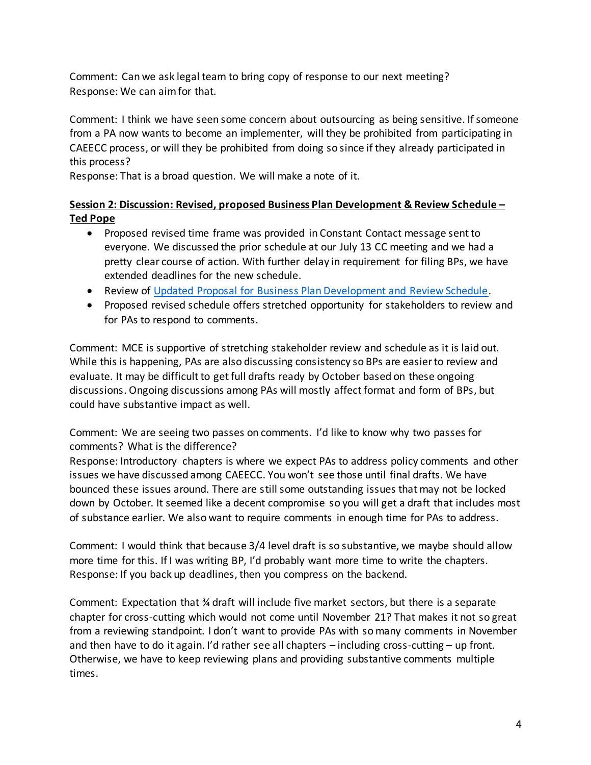Comment: Can we ask legal team to bring copy of response to our next meeting?
Response: We can aim for that.

Comment: I think we have seen some concern about outsourcing as being sensitive. If someone from a PA now wants to become an implementer, will they be prohibited from participating in CAEECC process, or will they be prohibited from doing so since if they already participated in this process?
Response: That is a broad question. We will make a note of it.

**Session 2: Discussion: Revised, proposed Business Plan Development & Review Schedule – Ted Pope**

- Proposed revised time frame was provided in Constant Contact message sent to everyone. We discussed the prior schedule at our July 13 CC meeting and we had a pretty clear course of action. With further delay in requirement for filing BPs, we have extended deadlines for the new schedule.
- Review of [Updated Proposal for Business Plan Development and Review Schedule](#).
- Proposed revised schedule offers stretched opportunity for stakeholders to review and for PAs to respond to comments.

Comment: MCE is supportive of stretching stakeholder review and schedule as it is laid out. While this is happening, PAs are also discussing consistency so BPs are easier to review and evaluate. It may be difficult to get full drafts ready by October based on these ongoing discussions. Ongoing discussions among PAs will mostly affect format and form of BPs, but could have substantive impact as well.

Comment: We are seeing two passes on comments. I'd like to know why two passes for comments? What is the difference?
Response: Introductory chapters is where we expect PAs to address policy comments and other issues we have discussed among CAEECC. You won't see those until final drafts. We have bounced these issues around. There are still some outstanding issues that may not be locked down by October. It seemed like a decent compromise so you will get a draft that includes most of substance earlier. We also want to require comments in enough time for PAs to address.

Comment: I would think that because 3/4 level draft is so substantive, we maybe should allow more time for this. If I was writing BP, I'd probably want more time to write the chapters.
Response: If you back up deadlines, then you compress on the backend.

Comment: Expectation that ¾ draft will include five market sectors, but there is a separate chapter for cross-cutting which would not come until November 21? That makes it not so great from a reviewing standpoint. I don't want to provide PAs with so many comments in November and then have to do it again. I'd rather see all chapters – including cross-cutting – up front. Otherwise, we have to keep reviewing plans and providing substantive comments multiple times.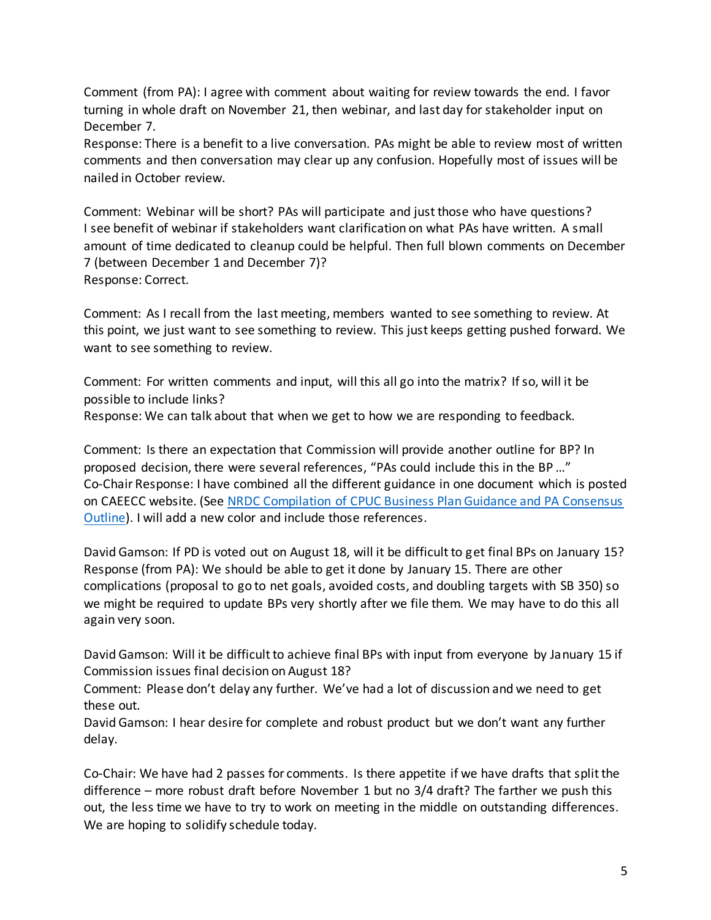Comment (from PA): I agree with comment about waiting for review towards the end. I favor turning in whole draft on November 21, then webinar, and last day for stakeholder input on December 7.
Response: There is a benefit to a live conversation. PAs might be able to review most of written comments and then conversation may clear up any confusion. Hopefully most of issues will be nailed in October review.

Comment: Webinar will be short? PAs will participate and just those who have questions? I see benefit of webinar if stakeholders want clarification on what PAs have written. A small amount of time dedicated to cleanup could be helpful. Then full blown comments on December 7 (between December 1 and December 7)?
Response: Correct.

Comment: As I recall from the last meeting, members wanted to see something to review. At this point, we just want to see something to review. This just keeps getting pushed forward. We want to see something to review.

Comment: For written comments and input, will this all go into the matrix? If so, will it be possible to include links?
Response: We can talk about that when we get to how we are responding to feedback.

Comment: Is there an expectation that Commission will provide another outline for BP? In proposed decision, there were several references, "PAs could include this in the BP…"
Co-Chair Response: I have combined all the different guidance in one document which is posted on CAEECC website. (See [NRDC Compilation of CPUC Business Plan Guidance and PA Consensus Outline]()). I will add a new color and include those references.

David Gamson: If PD is voted out on August 18, will it be difficult to get final BPs on January 15?
Response (from PA): We should be able to get it done by January 15. There are other complications (proposal to go to net goals, avoided costs, and doubling targets with SB 350) so we might be required to update BPs very shortly after we file them. We may have to do this all again very soon.

David Gamson: Will it be difficult to achieve final BPs with input from everyone by January 15 if Commission issues final decision on August 18?
Comment: Please don't delay any further. We've had a lot of discussion and we need to get these out.
David Gamson: I hear desire for complete and robust product but we don't want any further delay.

Co-Chair: We have had 2 passes for comments. Is there appetite if we have drafts that split the difference – more robust draft before November 1 but no 3/4 draft? The farther we push this out, the less time we have to try to work on meeting in the middle on outstanding differences. We are hoping to solidify schedule today.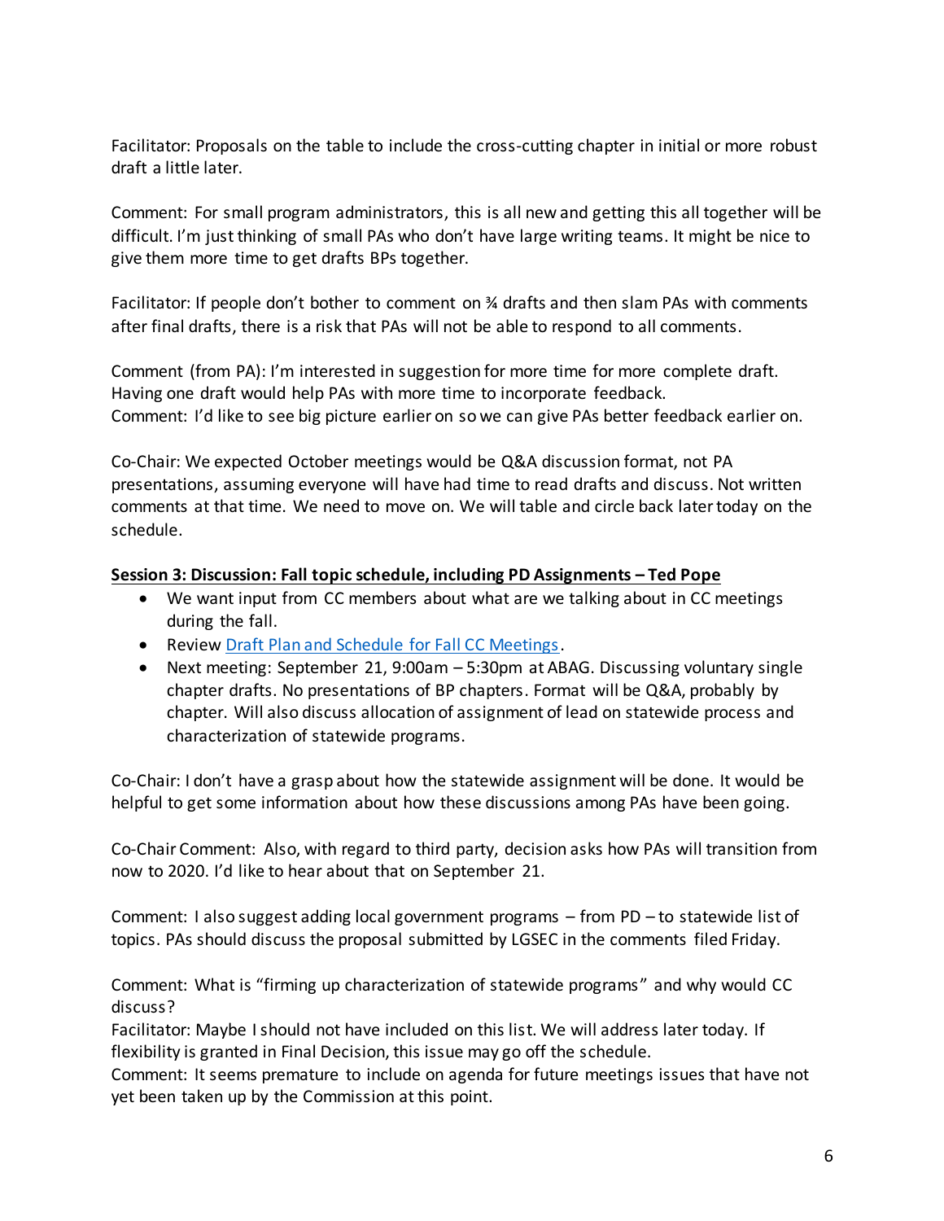Facilitator: Proposals on the table to include the cross-cutting chapter in initial or more robust draft a little later.

Comment: For small program administrators, this is all new and getting this all together will be difficult. I'm just thinking of small PAs who don't have large writing teams. It might be nice to give them more time to get drafts BPs together.

Facilitator: If people don't bother to comment on ¾ drafts and then slam PAs with comments after final drafts, there is a risk that PAs will not be able to respond to all comments.

Comment (from PA): I'm interested in suggestion for more time for more complete draft. Having one draft would help PAs with more time to incorporate feedback.
Comment: I'd like to see big picture earlier on so we can give PAs better feedback earlier on.

Co-Chair: We expected October meetings would be Q&A discussion format, not PA presentations, assuming everyone will have had time to read drafts and discuss. Not written comments at that time. We need to move on. We will table and circle back later today on the schedule.

**Session 3: Discussion: Fall topic schedule, including PD Assignments – Ted Pope**

- We want input from CC members about what are we talking about in CC meetings during the fall.
- Review [Draft Plan and Schedule for Fall CC Meetings](#).
- Next meeting: September 21, 9:00am – 5:30pm at ABAG. Discussing voluntary single chapter drafts. No presentations of BP chapters. Format will be Q&A, probably by chapter. Will also discuss allocation of assignment of lead on statewide process and characterization of statewide programs.

Co-Chair: I don't have a grasp about how the statewide assignment will be done. It would be helpful to get some information about how these discussions among PAs have been going.

Co-Chair Comment: Also, with regard to third party, decision asks how PAs will transition from now to 2020. I'd like to hear about that on September 21.

Comment: I also suggest adding local government programs – from PD – to statewide list of topics. PAs should discuss the proposal submitted by LGSEC in the comments filed Friday.

Comment: What is "firming up characterization of statewide programs" and why would CC discuss?
Facilitator: Maybe I should not have included on this list. We will address later today. If flexibility is granted in Final Decision, this issue may go off the schedule.
Comment: It seems premature to include on agenda for future meetings issues that have not yet been taken up by the Commission at this point.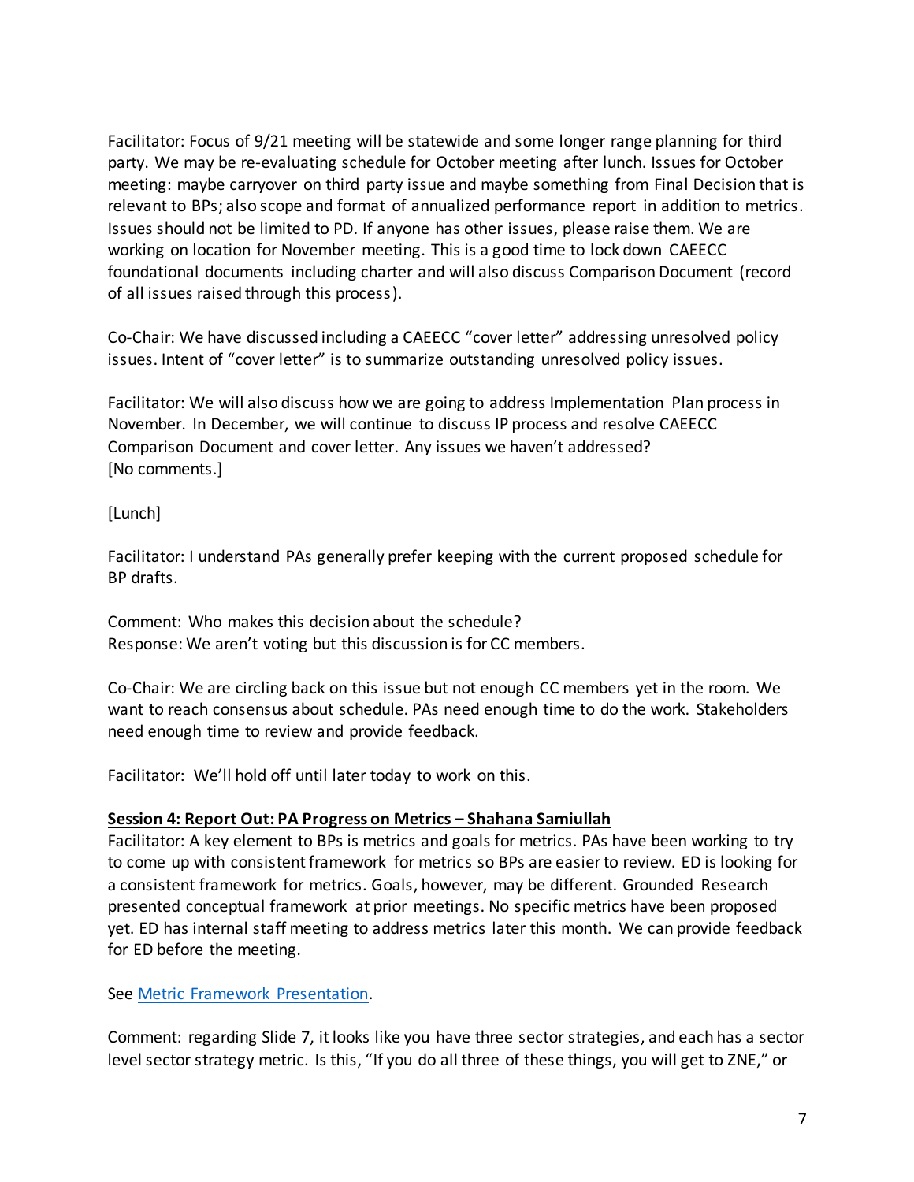Facilitator: Focus of 9/21 meeting will be statewide and some longer range planning for third party. We may be re-evaluating schedule for October meeting after lunch. Issues for October meeting: maybe carryover on third party issue and maybe something from Final Decision that is relevant to BPs; also scope and format of annualized performance report in addition to metrics. Issues should not be limited to PD. If anyone has other issues, please raise them. We are working on location for November meeting. This is a good time to lock down CAEECC foundational documents including charter and will also discuss Comparison Document (record of all issues raised through this process).

Co-Chair: We have discussed including a CAEECC "cover letter" addressing unresolved policy issues. Intent of "cover letter" is to summarize outstanding unresolved policy issues.

Facilitator: We will also discuss how we are going to address Implementation Plan process in November. In December, we will continue to discuss IP process and resolve CAEECC Comparison Document and cover letter. Any issues we haven't addressed?
[No comments.]

[Lunch]

Facilitator: I understand PAs generally prefer keeping with the current proposed schedule for BP drafts.

Comment: Who makes this decision about the schedule?
Response: We aren't voting but this discussion is for CC members.

Co-Chair: We are circling back on this issue but not enough CC members yet in the room. We want to reach consensus about schedule. PAs need enough time to do the work. Stakeholders need enough time to review and provide feedback.

Facilitator: We'll hold off until later today to work on this.

**Session 4: Report Out: PA Progress on Metrics – Shahana Samiullah**

Facilitator: A key element to BPs is metrics and goals for metrics. PAs have been working to try to come up with consistent framework for metrics so BPs are easier to review. ED is looking for a consistent framework for metrics. Goals, however, may be different. Grounded Research presented conceptual framework at prior meetings. No specific metrics have been proposed yet. ED has internal staff meeting to address metrics later this month. We can provide feedback for ED before the meeting.

See Metric Framework Presentation.

Comment: regarding Slide 7, it looks like you have three sector strategies, and each has a sector level sector strategy metric. Is this, "If you do all three of these things, you will get to ZNE," or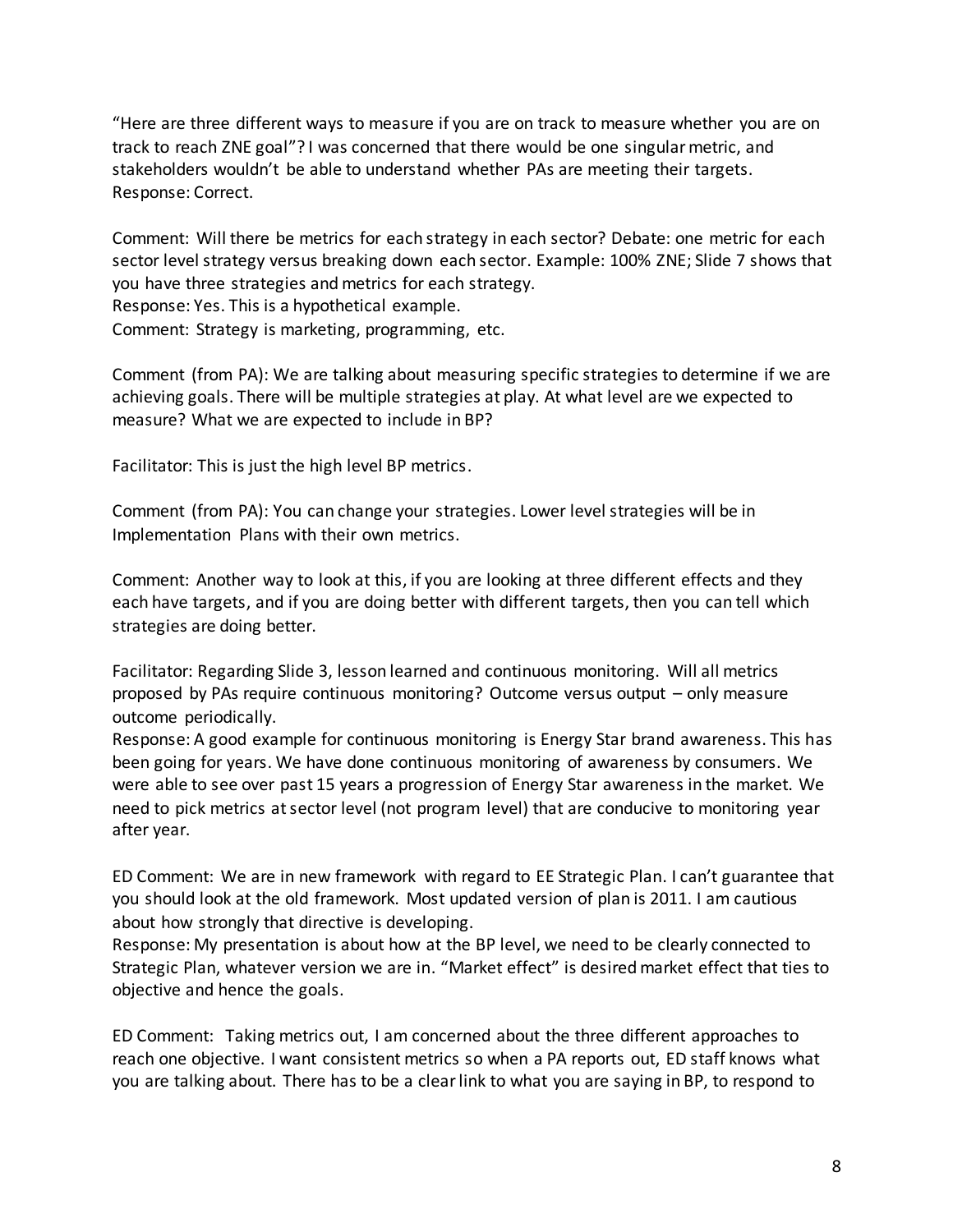"Here are three different ways to measure if you are on track to measure whether you are on track to reach ZNE goal"? I was concerned that there would be one singular metric, and stakeholders wouldn't be able to understand whether PAs are meeting their targets.
Response: Correct.

Comment: Will there be metrics for each strategy in each sector? Debate: one metric for each sector level strategy versus breaking down each sector. Example: 100% ZNE; Slide 7 shows that you have three strategies and metrics for each strategy.
Response: Yes. This is a hypothetical example.
Comment: Strategy is marketing, programming, etc.

Comment (from PA): We are talking about measuring specific strategies to determine if we are achieving goals. There will be multiple strategies at play. At what level are we expected to measure? What we are expected to include in BP?

Facilitator: This is just the high level BP metrics.

Comment (from PA): You can change your strategies. Lower level strategies will be in Implementation Plans with their own metrics.

Comment: Another way to look at this, if you are looking at three different effects and they each have targets, and if you are doing better with different targets, then you can tell which strategies are doing better.

Facilitator: Regarding Slide 3, lesson learned and continuous monitoring. Will all metrics proposed by PAs require continuous monitoring? Outcome versus output – only measure outcome periodically.
Response: A good example for continuous monitoring is Energy Star brand awareness. This has been going for years. We have done continuous monitoring of awareness by consumers. We were able to see over past 15 years a progression of Energy Star awareness in the market. We need to pick metrics at sector level (not program level) that are conducive to monitoring year after year.

ED Comment: We are in new framework with regard to EE Strategic Plan. I can't guarantee that you should look at the old framework. Most updated version of plan is 2011. I am cautious about how strongly that directive is developing.
Response: My presentation is about how at the BP level, we need to be clearly connected to Strategic Plan, whatever version we are in. "Market effect" is desired market effect that ties to objective and hence the goals.

ED Comment: Taking metrics out, I am concerned about the three different approaches to reach one objective. I want consistent metrics so when a PA reports out, ED staff knows what you are talking about. There has to be a clear link to what you are saying in BP, to respond to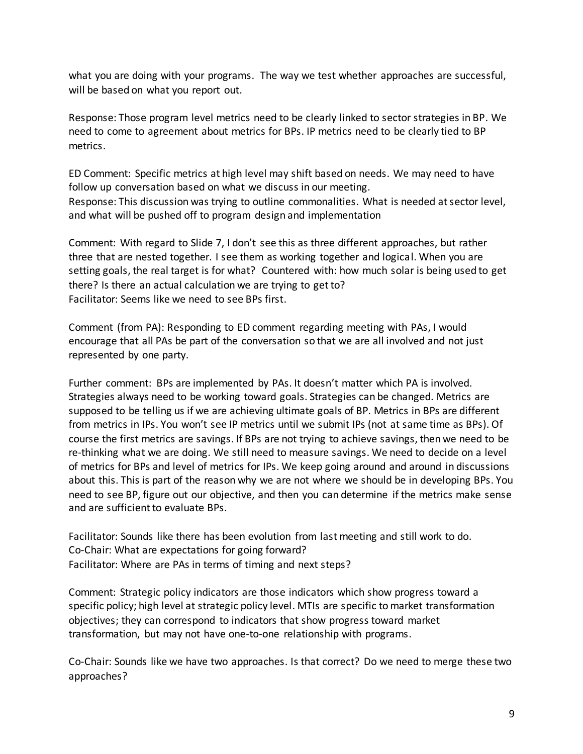what you are doing with your programs. The way we test whether approaches are successful, will be based on what you report out.

Response: Those program level metrics need to be clearly linked to sector strategies in BP. We need to come to agreement about metrics for BPs. IP metrics need to be clearly tied to BP metrics.

ED Comment: Specific metrics at high level may shift based on needs. We may need to have follow up conversation based on what we discuss in our meeting.
Response: This discussion was trying to outline commonalities. What is needed at sector level, and what will be pushed off to program design and implementation

Comment: With regard to Slide 7, I don't see this as three different approaches, but rather three that are nested together. I see them as working together and logical. When you are setting goals, the real target is for what? Countered with: how much solar is being used to get there? Is there an actual calculation we are trying to get to?
Facilitator: Seems like we need to see BPs first.

Comment (from PA): Responding to ED comment regarding meeting with PAs, I would encourage that all PAs be part of the conversation so that we are all involved and not just represented by one party.

Further comment: BPs are implemented by PAs. It doesn't matter which PA is involved. Strategies always need to be working toward goals. Strategies can be changed. Metrics are supposed to be telling us if we are achieving ultimate goals of BP. Metrics in BPs are different from metrics in IPs. You won't see IP metrics until we submit IPs (not at same time as BPs). Of course the first metrics are savings. If BPs are not trying to achieve savings, then we need to be re-thinking what we are doing. We still need to measure savings. We need to decide on a level of metrics for BPs and level of metrics for IPs. We keep going around and around in discussions about this. This is part of the reason why we are not where we should be in developing BPs. You need to see BP, figure out our objective, and then you can determine if the metrics make sense and are sufficient to evaluate BPs.

Facilitator: Sounds like there has been evolution from last meeting and still work to do.
Co-Chair: What are expectations for going forward?
Facilitator: Where are PAs in terms of timing and next steps?

Comment: Strategic policy indicators are those indicators which show progress toward a specific policy; high level at strategic policy level. MTIs are specific to market transformation objectives; they can correspond to indicators that show progress toward market transformation, but may not have one-to-one relationship with programs.

Co-Chair: Sounds like we have two approaches. Is that correct? Do we need to merge these two approaches?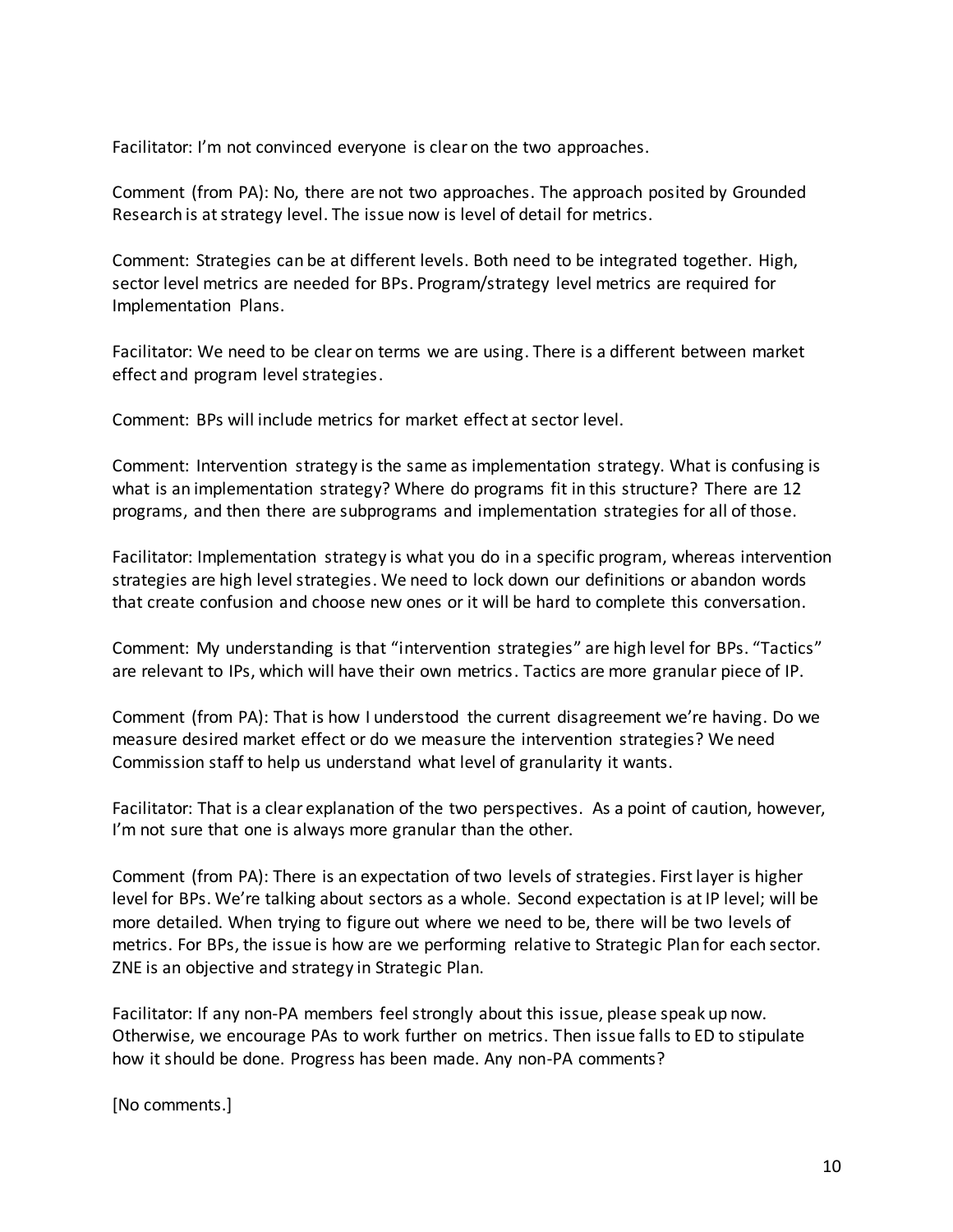Facilitator: I'm not convinced everyone is clear on the two approaches.

Comment (from PA): No, there are not two approaches. The approach posited by Grounded Research is at strategy level. The issue now is level of detail for metrics.

Comment: Strategies can be at different levels. Both need to be integrated together. High, sector level metrics are needed for BPs. Program/strategy level metrics are required for Implementation Plans.

Facilitator: We need to be clear on terms we are using. There is a different between market effect and program level strategies.

Comment: BPs will include metrics for market effect at sector level.

Comment: Intervention strategy is the same as implementation strategy. What is confusing is what is an implementation strategy? Where do programs fit in this structure? There are 12 programs, and then there are subprograms and implementation strategies for all of those.

Facilitator: Implementation strategy is what you do in a specific program, whereas intervention strategies are high level strategies. We need to lock down our definitions or abandon words that create confusion and choose new ones or it will be hard to complete this conversation.

Comment: My understanding is that "intervention strategies" are high level for BPs. "Tactics" are relevant to IPs, which will have their own metrics. Tactics are more granular piece of IP.

Comment (from PA): That is how I understood the current disagreement we're having. Do we measure desired market effect or do we measure the intervention strategies? We need Commission staff to help us understand what level of granularity it wants.

Facilitator: That is a clear explanation of the two perspectives. As a point of caution, however, I'm not sure that one is always more granular than the other.

Comment (from PA): There is an expectation of two levels of strategies. First layer is higher level for BPs. We're talking about sectors as a whole. Second expectation is at IP level; will be more detailed. When trying to figure out where we need to be, there will be two levels of metrics. For BPs, the issue is how are we performing relative to Strategic Plan for each sector. ZNE is an objective and strategy in Strategic Plan.

Facilitator: If any non-PA members feel strongly about this issue, please speak up now. Otherwise, we encourage PAs to work further on metrics. Then issue falls to ED to stipulate how it should be done. Progress has been made. Any non-PA comments?

[No comments.]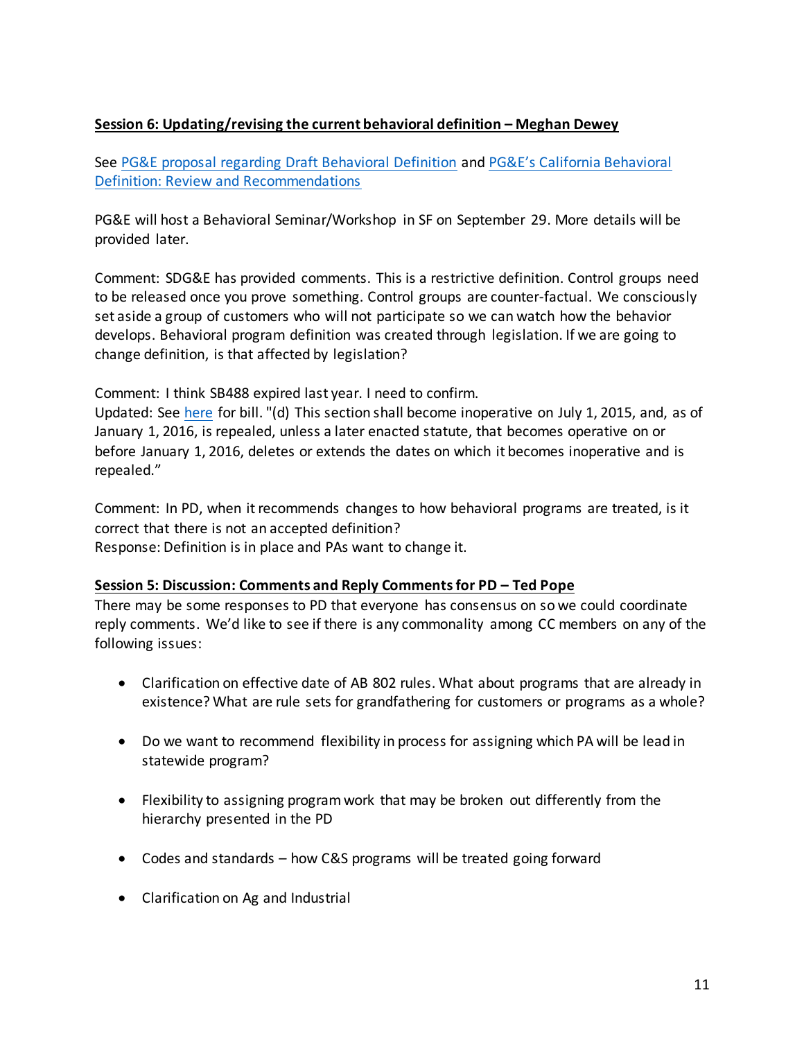**Session 6: Updating/revising the current behavioral definition – Meghan Dewey**

See PG&E proposal regarding Draft Behavioral Definition and PG&E's California Behavioral Definition: Review and Recommendations

PG&E will host a Behavioral Seminar/Workshop in SF on September 29. More details will be provided later.

Comment: SDG&E has provided comments. This is a restrictive definition. Control groups need to be released once you prove something. Control groups are counter-factual. We consciously set aside a group of customers who will not participate so we can watch how the behavior develops. Behavioral program definition was created through legislation. If we are going to change definition, is that affected by legislation?

Comment: I think SB488 expired last year. I need to confirm.
Updated: See here for bill. "(d) This section shall become inoperative on July 1, 2015, and, as of January 1, 2016, is repealed, unless a later enacted statute, that becomes operative on or before January 1, 2016, deletes or extends the dates on which it becomes inoperative and is repealed."

Comment: In PD, when it recommends changes to how behavioral programs are treated, is it correct that there is not an accepted definition?
Response: Definition is in place and PAs want to change it.

**Session 5: Discussion: Comments and Reply Comments for PD – Ted Pope**

There may be some responses to PD that everyone has consensus on so we could coordinate reply comments. We'd like to see if there is any commonality among CC members on any of the following issues:

- Clarification on effective date of AB 802 rules. What about programs that are already in existence? What are rule sets for grandfathering for customers or programs as a whole?
- Do we want to recommend flexibility in process for assigning which PA will be lead in statewide program?
- Flexibility to assigning program work that may be broken out differently from the hierarchy presented in the PD
- Codes and standards – how C&S programs will be treated going forward
- Clarification on Ag and Industrial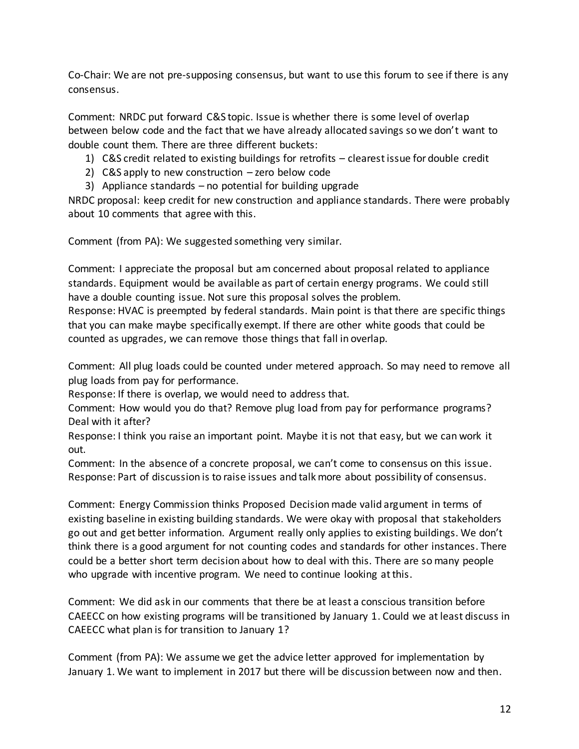Co-Chair: We are not pre-supposing consensus, but want to use this forum to see if there is any consensus.

Comment: NRDC put forward C&S topic. Issue is whether there is some level of overlap between below code and the fact that we have already allocated savings so we don't want to double count them. There are three different buckets:

1) C&S credit related to existing buildings for retrofits – clearest issue for double credit
2) C&S apply to new construction – zero below code
3) Appliance standards – no potential for building upgrade

NRDC proposal: keep credit for new construction and appliance standards. There were probably about 10 comments that agree with this.

Comment (from PA): We suggested something very similar.

Comment: I appreciate the proposal but am concerned about proposal related to appliance standards. Equipment would be available as part of certain energy programs. We could still have a double counting issue. Not sure this proposal solves the problem.
Response: HVAC is preempted by federal standards. Main point is that there are specific things that you can make maybe specifically exempt. If there are other white goods that could be counted as upgrades, we can remove those things that fall in overlap.

Comment: All plug loads could be counted under metered approach. So may need to remove all plug loads from pay for performance.
Response: If there is overlap, we would need to address that.
Comment: How would you do that? Remove plug load from pay for performance programs? Deal with it after?
Response: I think you raise an important point. Maybe it is not that easy, but we can work it out.
Comment: In the absence of a concrete proposal, we can't come to consensus on this issue.
Response: Part of discussion is to raise issues and talk more about possibility of consensus.

Comment: Energy Commission thinks Proposed Decision made valid argument in terms of existing baseline in existing building standards. We were okay with proposal that stakeholders go out and get better information. Argument really only applies to existing buildings. We don't think there is a good argument for not counting codes and standards for other instances. There could be a better short term decision about how to deal with this. There are so many people who upgrade with incentive program. We need to continue looking at this.

Comment: We did ask in our comments that there be at least a conscious transition before CAEECC on how existing programs will be transitioned by January 1. Could we at least discuss in CAEECC what plan is for transition to January 1?

Comment (from PA): We assume we get the advice letter approved for implementation by January 1. We want to implement in 2017 but there will be discussion between now and then.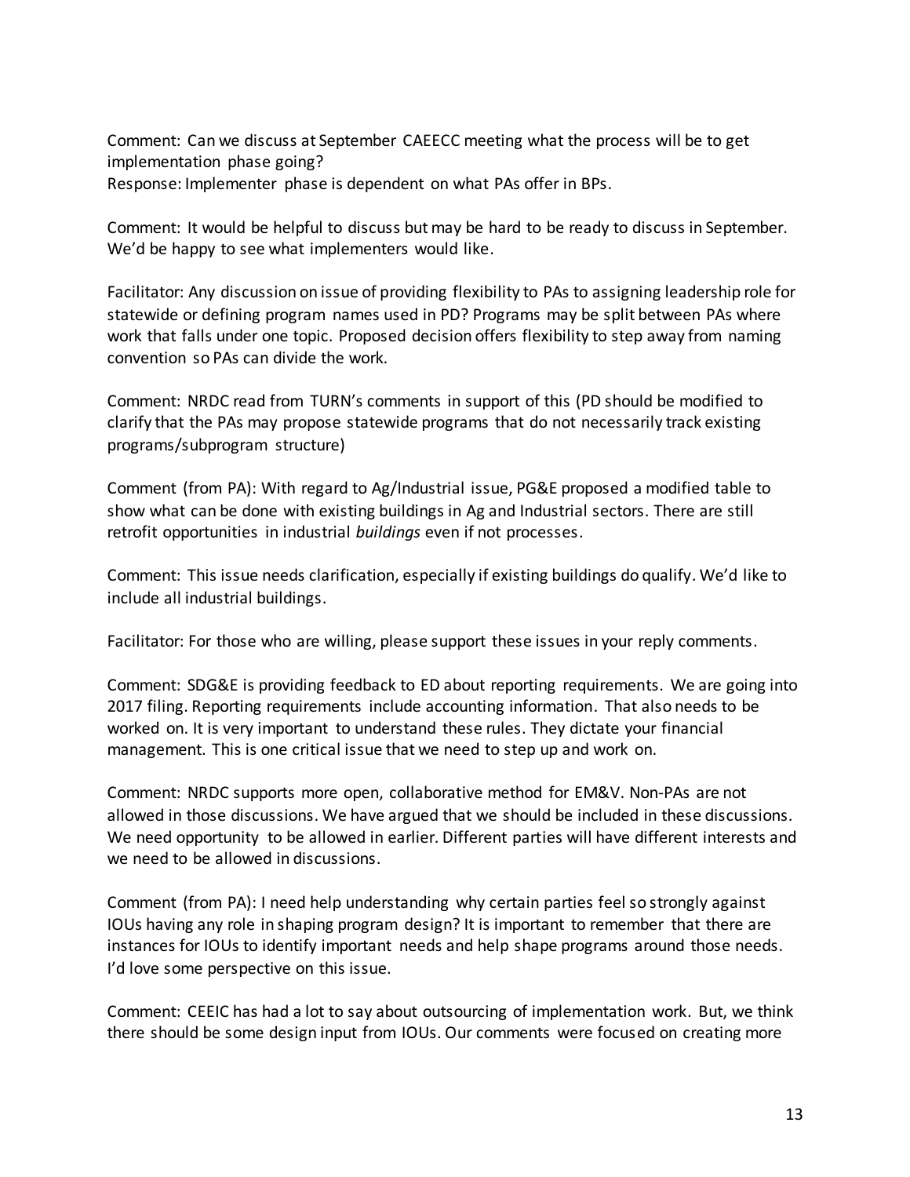Comment: Can we discuss at September CAEECC meeting what the process will be to get implementation phase going?
Response: Implementer phase is dependent on what PAs offer in BPs.

Comment: It would be helpful to discuss but may be hard to be ready to discuss in September. We'd be happy to see what implementers would like.

Facilitator: Any discussion on issue of providing flexibility to PAs to assigning leadership role for statewide or defining program names used in PD? Programs may be split between PAs where work that falls under one topic. Proposed decision offers flexibility to step away from naming convention so PAs can divide the work.

Comment: NRDC read from TURN's comments in support of this (PD should be modified to clarify that the PAs may propose statewide programs that do not necessarily track existing programs/subprogram structure)

Comment (from PA): With regard to Ag/Industrial issue, PG&E proposed a modified table to show what can be done with existing buildings in Ag and Industrial sectors. There are still retrofit opportunities in industrial *buildings* even if not processes.

Comment: This issue needs clarification, especially if existing buildings do qualify. We'd like to include all industrial buildings.

Facilitator: For those who are willing, please support these issues in your reply comments.

Comment: SDG&E is providing feedback to ED about reporting requirements. We are going into 2017 filing. Reporting requirements include accounting information. That also needs to be worked on. It is very important to understand these rules. They dictate your financial management. This is one critical issue that we need to step up and work on.

Comment: NRDC supports more open, collaborative method for EM&V. Non-PAs are not allowed in those discussions. We have argued that we should be included in these discussions. We need opportunity to be allowed in earlier. Different parties will have different interests and we need to be allowed in discussions.

Comment (from PA): I need help understanding why certain parties feel so strongly against IOUs having any role in shaping program design? It is important to remember that there are instances for IOUs to identify important needs and help shape programs around those needs. I'd love some perspective on this issue.

Comment: CEEIC has had a lot to say about outsourcing of implementation work. But, we think there should be some design input from IOUs. Our comments were focused on creating more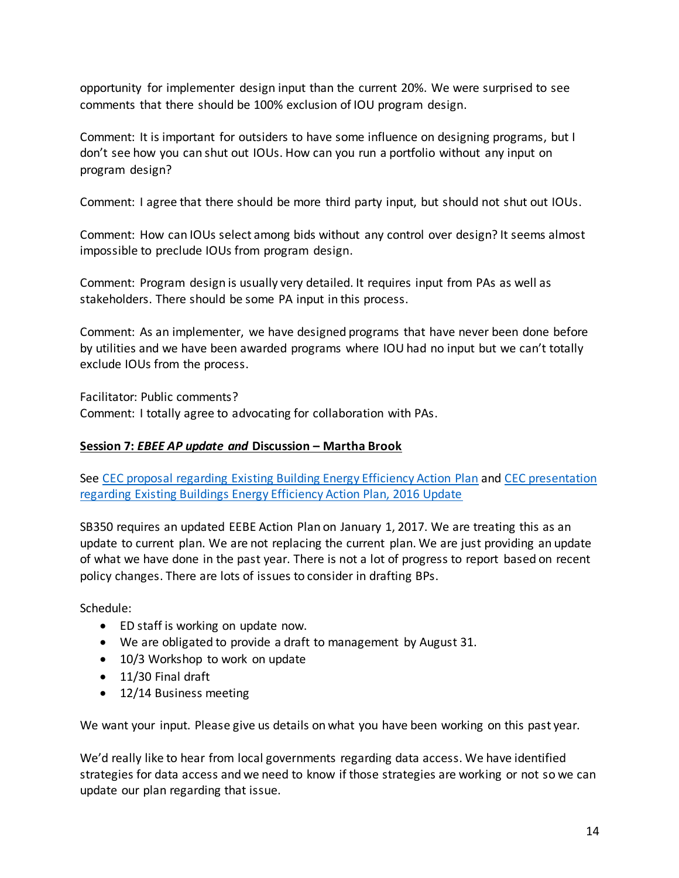opportunity for implementer design input than the current 20%. We were surprised to see comments that there should be 100% exclusion of IOU program design.

Comment: It is important for outsiders to have some influence on designing programs, but I don't see how you can shut out IOUs. How can you run a portfolio without any input on program design?

Comment: I agree that there should be more third party input, but should not shut out IOUs.

Comment: How can IOUs select among bids without any control over design? It seems almost impossible to preclude IOUs from program design.

Comment: Program design is usually very detailed. It requires input from PAs as well as stakeholders. There should be some PA input in this process.

Comment: As an implementer, we have designed programs that have never been done before by utilities and we have been awarded programs where IOU had no input but we can't totally exclude IOUs from the process.

Facilitator: Public comments?
Comment: I totally agree to advocating for collaboration with PAs.

**Session 7: *EBEE AP update and* Discussion – Martha Brook**

See [CEC proposal regarding Existing Building Energy Efficiency Action Plan]() and [CEC presentation regarding Existing Buildings Energy Efficiency Action Plan, 2016 Update]()

SB350 requires an updated EEBE Action Plan on January 1, 2017. We are treating this as an update to current plan. We are not replacing the current plan. We are just providing an update of what we have done in the past year. There is not a lot of progress to report based on recent policy changes. There are lots of issues to consider in drafting BPs.

Schedule:

- ED staff is working on update now.
- We are obligated to provide a draft to management by August 31.
- 10/3 Workshop to work on update
- 11/30 Final draft
- 12/14 Business meeting

We want your input. Please give us details on what you have been working on this past year.

We'd really like to hear from local governments regarding data access. We have identified strategies for data access and we need to know if those strategies are working or not so we can update our plan regarding that issue.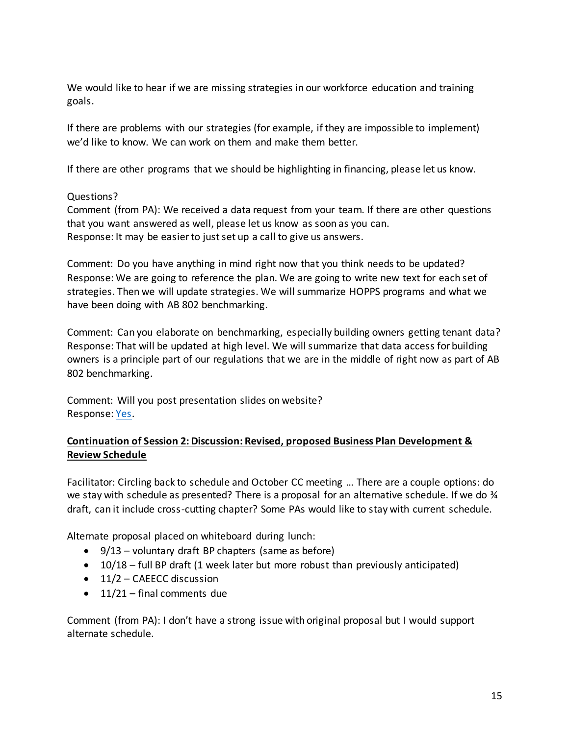We would like to hear if we are missing strategies in our workforce education and training goals.

If there are problems with our strategies (for example, if they are impossible to implement) we'd like to know. We can work on them and make them better.

If there are other programs that we should be highlighting in financing, please let us know.

Questions?
Comment (from PA): We received a data request from your team. If there are other questions that you want answered as well, please let us know as soon as you can.
Response: It may be easier to just set up a call to give us answers.

Comment: Do you have anything in mind right now that you think needs to be updated?
Response: We are going to reference the plan. We are going to write new text for each set of strategies. Then we will update strategies. We will summarize HOPPS programs and what we have been doing with AB 802 benchmarking.

Comment: Can you elaborate on benchmarking, especially building owners getting tenant data?
Response: That will be updated at high level. We will summarize that data access for building owners is a principle part of our regulations that we are in the middle of right now as part of AB 802 benchmarking.

Comment: Will you post presentation slides on website?
Response: Yes.

**Continuation of Session 2: Discussion: Revised, proposed Business Plan Development & Review Schedule**

Facilitator: Circling back to schedule and October CC meeting … There are a couple options: do we stay with schedule as presented? There is a proposal for an alternative schedule. If we do ¾ draft, can it include cross-cutting chapter? Some PAs would like to stay with current schedule.

Alternate proposal placed on whiteboard during lunch:

- 9/13 – voluntary draft BP chapters (same as before)
- 10/18 – full BP draft (1 week later but more robust than previously anticipated)
- 11/2 – CAEECC discussion
- 11/21 – final comments due

Comment (from PA): I don't have a strong issue with original proposal but I would support alternate schedule.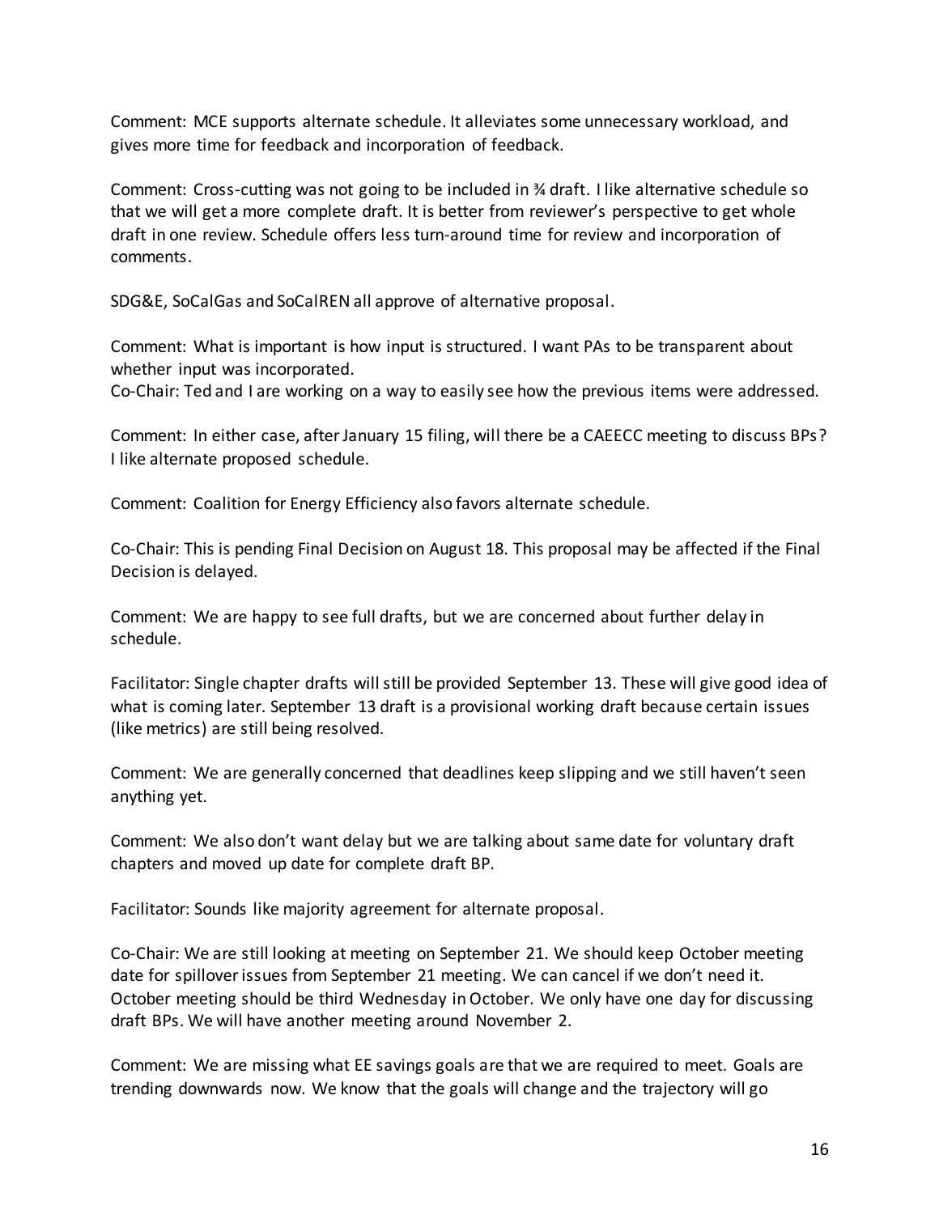Comment: MCE supports alternate schedule. It alleviates some unnecessary workload, and gives more time for feedback and incorporation of feedback.

Comment: Cross-cutting was not going to be included in ¾ draft. I like alternative schedule so that we will get a more complete draft. It is better from reviewer's perspective to get whole draft in one review. Schedule offers less turn-around time for review and incorporation of comments.

SDG&E, SoCalGas and SoCalREN all approve of alternative proposal.

Comment: What is important is how input is structured. I want PAs to be transparent about whether input was incorporated.
Co-Chair: Ted and I are working on a way to easily see how the previous items were addressed.

Comment: In either case, after January 15 filing, will there be a CAEECC meeting to discuss BPs? I like alternate proposed schedule.

Comment: Coalition for Energy Efficiency also favors alternate schedule.

Co-Chair: This is pending Final Decision on August 18. This proposal may be affected if the Final Decision is delayed.

Comment: We are happy to see full drafts, but we are concerned about further delay in schedule.

Facilitator: Single chapter drafts will still be provided September 13. These will give good idea of what is coming later. September 13 draft is a provisional working draft because certain issues (like metrics) are still being resolved.

Comment: We are generally concerned that deadlines keep slipping and we still haven't seen anything yet.

Comment: We also don't want delay but we are talking about same date for voluntary draft chapters and moved up date for complete draft BP.

Facilitator: Sounds like majority agreement for alternate proposal.

Co-Chair: We are still looking at meeting on September 21. We should keep October meeting date for spillover issues from September 21 meeting. We can cancel if we don't need it. October meeting should be third Wednesday in October. We only have one day for discussing draft BPs. We will have another meeting around November 2.

Comment: We are missing what EE savings goals are that we are required to meet. Goals are trending downwards now. We know that the goals will change and the trajectory will go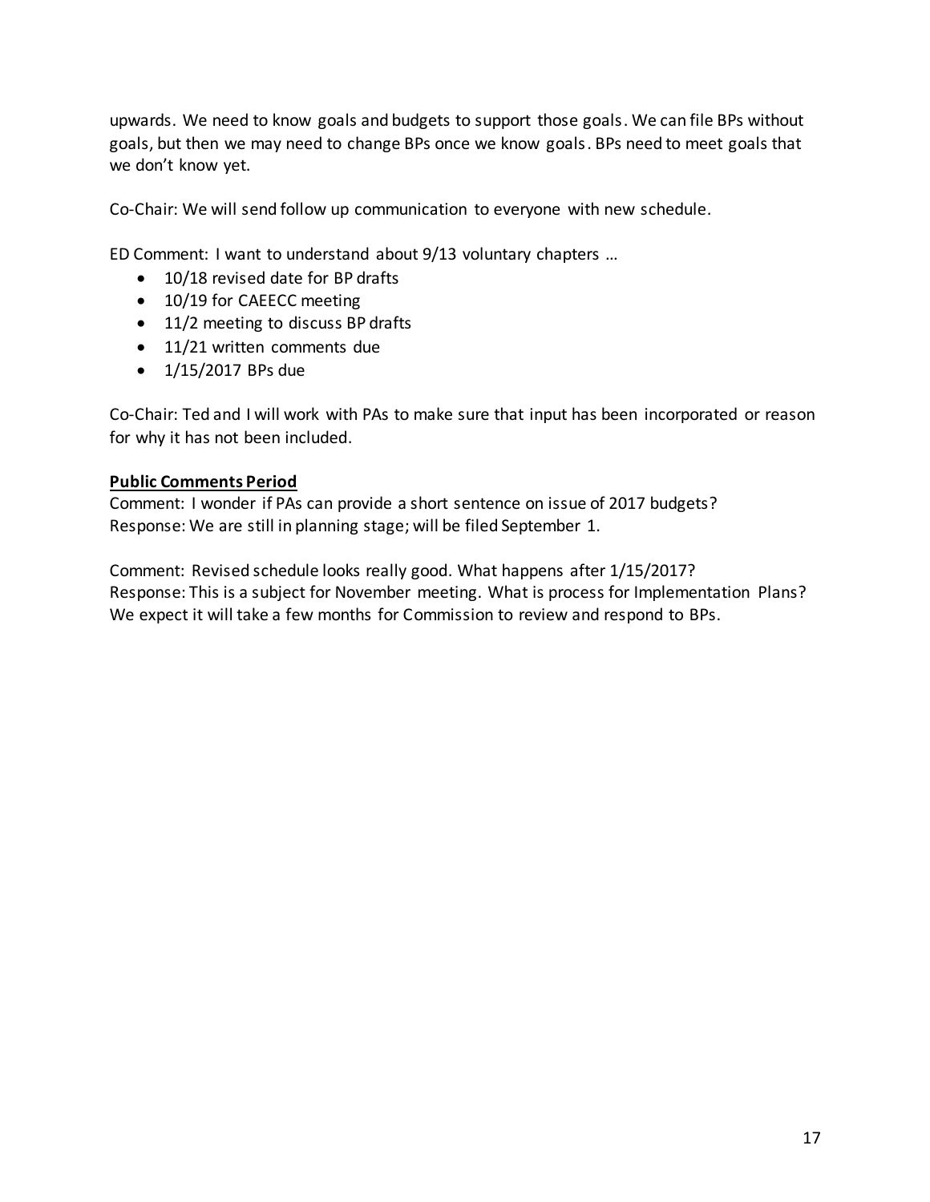upwards. We need to know goals and budgets to support those goals. We can file BPs without goals, but then we may need to change BPs once we know goals. BPs need to meet goals that we don't know yet.

Co-Chair: We will send follow up communication to everyone with new schedule.

ED Comment: I want to understand about 9/13 voluntary chapters …

- 10/18 revised date for BP drafts
- 10/19 for CAEECC meeting
- 11/2 meeting to discuss BP drafts
- 11/21 written comments due
- 1/15/2017 BPs due

Co-Chair: Ted and I will work with PAs to make sure that input has been incorporated or reason for why it has not been included.

**Public Comments Period**

Comment: I wonder if PAs can provide a short sentence on issue of 2017 budgets?
Response: We are still in planning stage; will be filed September 1.

Comment: Revised schedule looks really good. What happens after 1/15/2017?
Response: This is a subject for November meeting. What is process for Implementation Plans? We expect it will take a few months for Commission to review and respond to BPs.